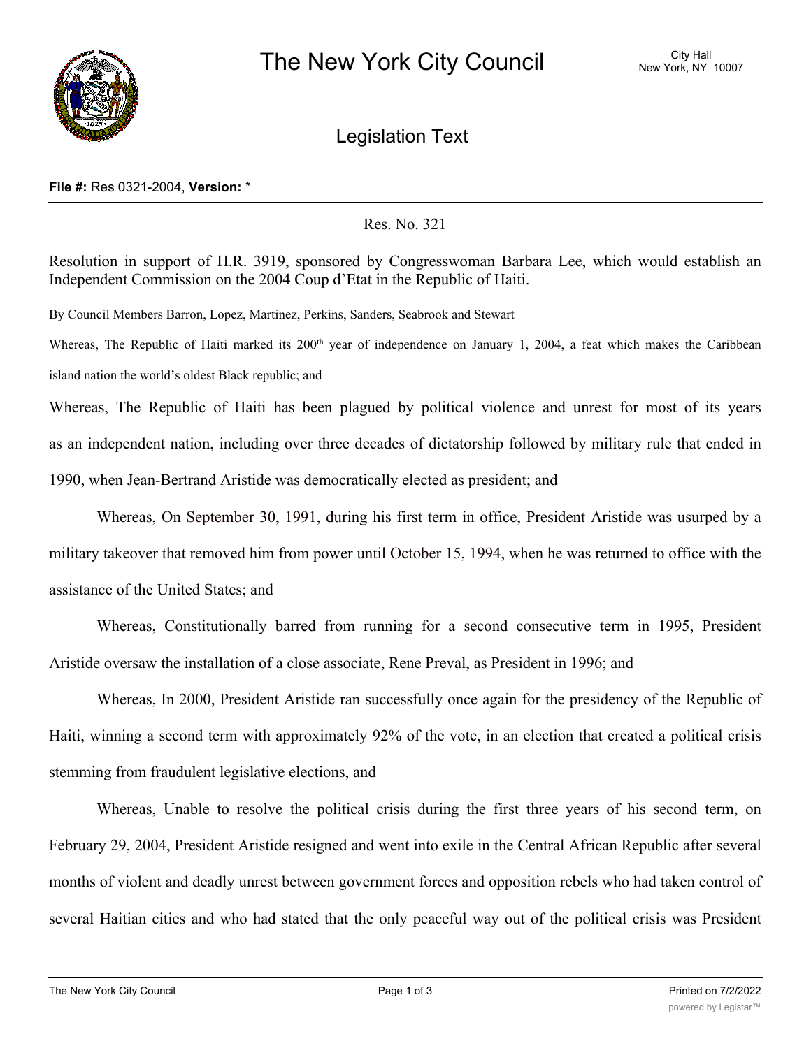# The New York City Council

City Hall
New York, NY 10007

## Legislation Text

**File #:** Res 0321-2004, **Version:** *

Res. No. 321

Resolution in support of H.R. 3919, sponsored by Congresswoman Barbara Lee, which would establish an Independent Commission on the 2004 Coup d'Etat in the Republic of Haiti.

By Council Members Barron, Lopez, Martinez, Perkins, Sanders, Seabrook and Stewart

Whereas, The Republic of Haiti marked its 200th year of independence on January 1, 2004, a feat which makes the Caribbean island nation the world's oldest Black republic; and

Whereas, The Republic of Haiti has been plagued by political violence and unrest for most of its years as an independent nation, including over three decades of dictatorship followed by military rule that ended in 1990, when Jean-Bertrand Aristide was democratically elected as president; and

Whereas, On September 30, 1991, during his first term in office, President Aristide was usurped by a military takeover that removed him from power until October 15, 1994, when he was returned to office with the assistance of the United States; and

Whereas, Constitutionally barred from running for a second consecutive term in 1995, President Aristide oversaw the installation of a close associate, Rene Preval, as President in 1996; and

Whereas, In 2000, President Aristide ran successfully once again for the presidency of the Republic of Haiti, winning a second term with approximately 92% of the vote, in an election that created a political crisis stemming from fraudulent legislative elections, and

Whereas, Unable to resolve the political crisis during the first three years of his second term, on February 29, 2004, President Aristide resigned and went into exile in the Central African Republic after several months of violent and deadly unrest between government forces and opposition rebels who had taken control of several Haitian cities and who had stated that the only peaceful way out of the political crisis was President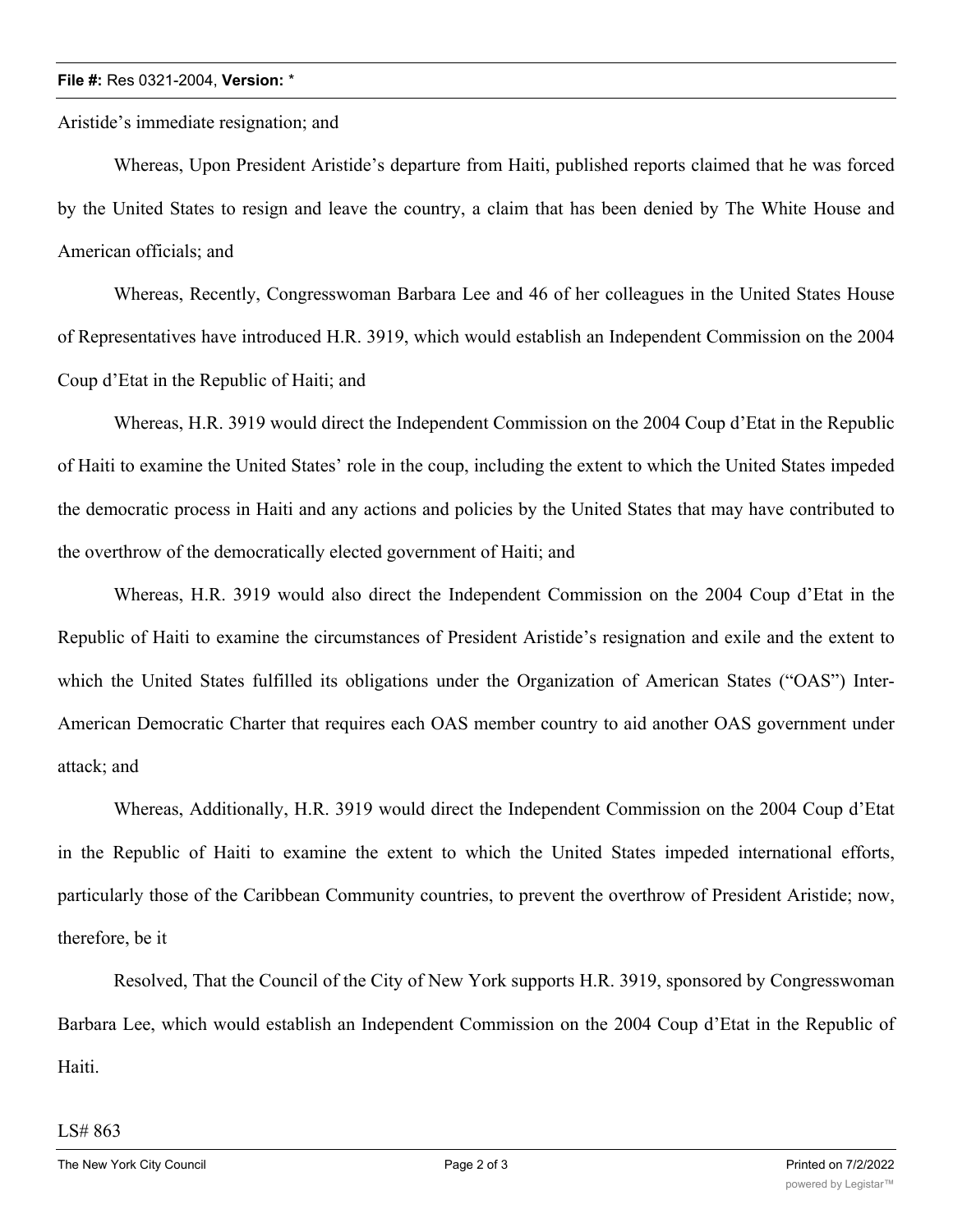Aristide's immediate resignation; and

Whereas, Upon President Aristide's departure from Haiti, published reports claimed that he was forced by the United States to resign and leave the country, a claim that has been denied by The White House and American officials; and

Whereas, Recently, Congresswoman Barbara Lee and 46 of her colleagues in the United States House of Representatives have introduced H.R. 3919, which would establish an Independent Commission on the 2004 Coup d'Etat in the Republic of Haiti; and

Whereas, H.R. 3919 would direct the Independent Commission on the 2004 Coup d'Etat in the Republic of Haiti to examine the United States' role in the coup, including the extent to which the United States impeded the democratic process in Haiti and any actions and policies by the United States that may have contributed to the overthrow of the democratically elected government of Haiti; and

Whereas, H.R. 3919 would also direct the Independent Commission on the 2004 Coup d'Etat in the Republic of Haiti to examine the circumstances of President Aristide's resignation and exile and the extent to which the United States fulfilled its obligations under the Organization of American States ("OAS") Inter-American Democratic Charter that requires each OAS member country to aid another OAS government under attack; and

Whereas, Additionally, H.R. 3919 would direct the Independent Commission on the 2004 Coup d'Etat in the Republic of Haiti to examine the extent to which the United States impeded international efforts, particularly those of the Caribbean Community countries, to prevent the overthrow of President Aristide; now, therefore, be it

Resolved, That the Council of the City of New York supports H.R. 3919, sponsored by Congresswoman Barbara Lee, which would establish an Independent Commission on the 2004 Coup d'Etat in the Republic of Haiti.

LS# 863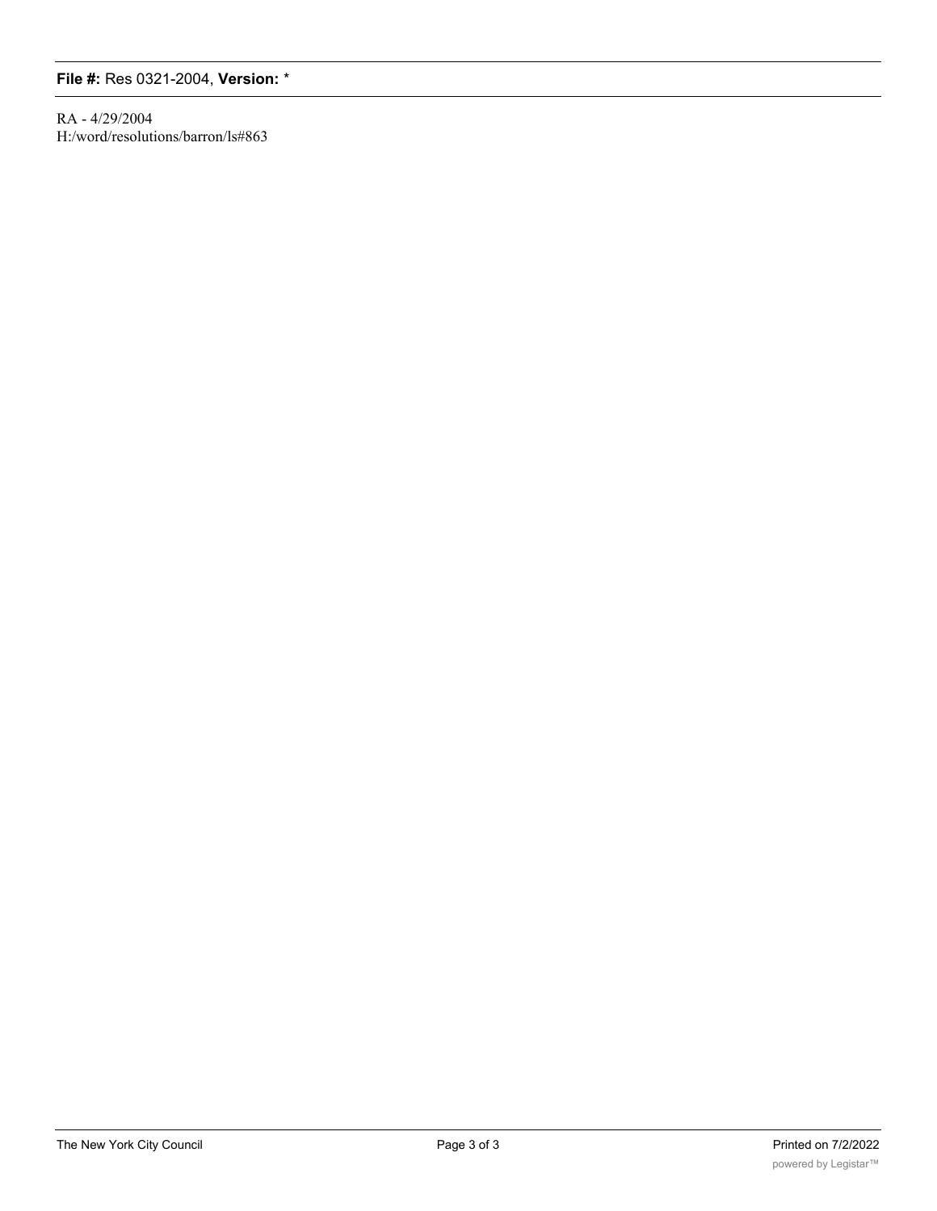RA - 4/29/2004
H:/word/resolutions/barron/ls#863